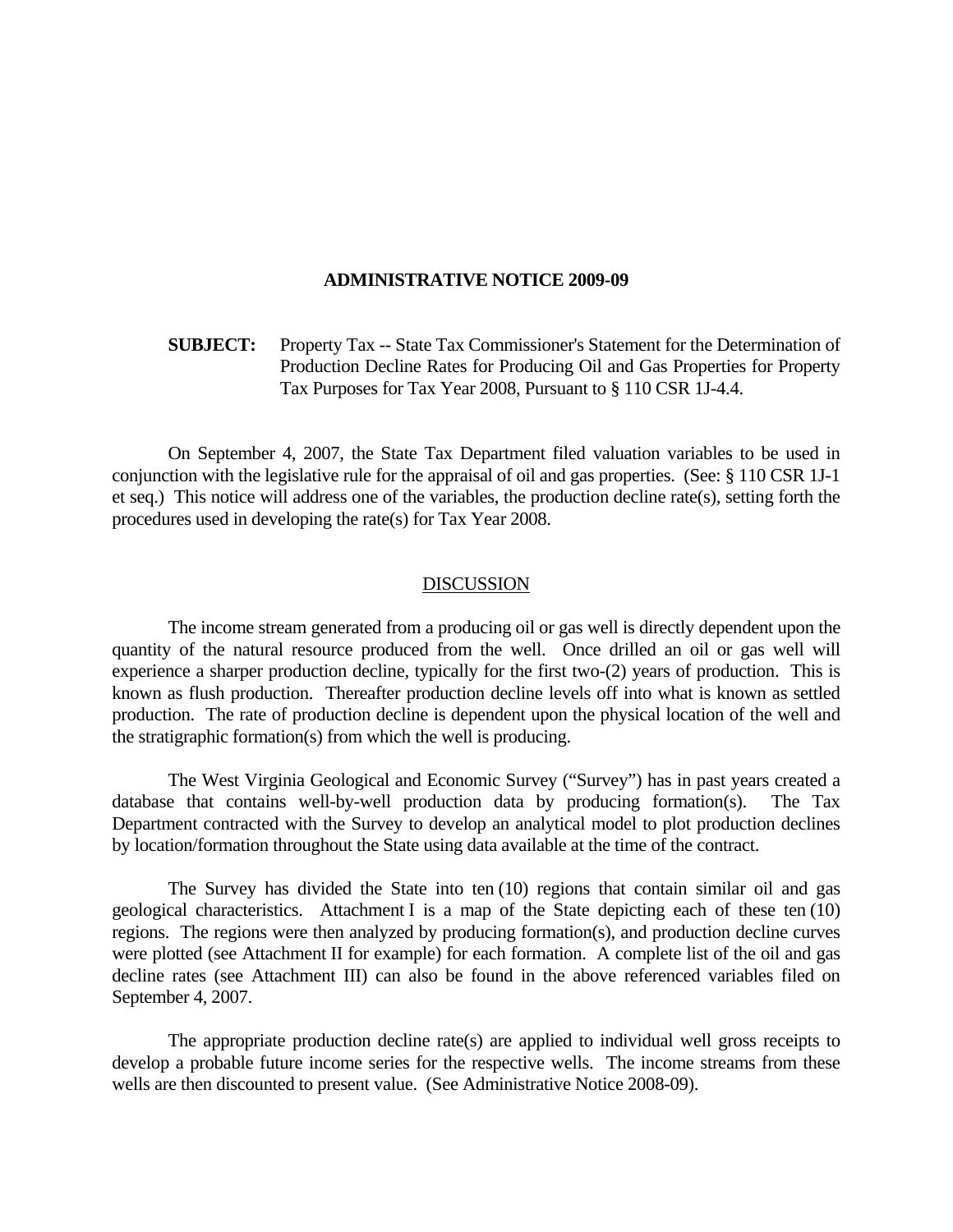# ADMINISTRATIVE NOTICE 2009-09

**SUBJECT:** Property Tax -- State Tax Commissioner's Statement for the Determination of Production Decline Rates for Producing Oil and Gas Properties for Property Tax Purposes for Tax Year 2008, Pursuant to § 110 CSR 1J-4.4.

On September 4, 2007, the State Tax Department filed valuation variables to be used in conjunction with the legislative rule for the appraisal of oil and gas properties. (See: § 110 CSR 1J-1 et seq.) This notice will address one of the variables, the production decline rate(s), setting forth the procedures used in developing the rate(s) for Tax Year 2008.

## DISCUSSION

The income stream generated from a producing oil or gas well is directly dependent upon the quantity of the natural resource produced from the well. Once drilled an oil or gas well will experience a sharper production decline, typically for the first two-(2) years of production. This is known as flush production. Thereafter production decline levels off into what is known as settled production. The rate of production decline is dependent upon the physical location of the well and the stratigraphic formation(s) from which the well is producing.

The West Virginia Geological and Economic Survey ("Survey") has in past years created a database that contains well-by-well production data by producing formation(s). The Tax Department contracted with the Survey to develop an analytical model to plot production declines by location/formation throughout the State using data available at the time of the contract.

The Survey has divided the State into ten (10) regions that contain similar oil and gas geological characteristics. Attachment I is a map of the State depicting each of these ten (10) regions. The regions were then analyzed by producing formation(s), and production decline curves were plotted (see Attachment II for example) for each formation. A complete list of the oil and gas decline rates (see Attachment III) can also be found in the above referenced variables filed on September 4, 2007.

The appropriate production decline rate(s) are applied to individual well gross receipts to develop a probable future income series for the respective wells. The income streams from these wells are then discounted to present value. (See Administrative Notice 2008-09).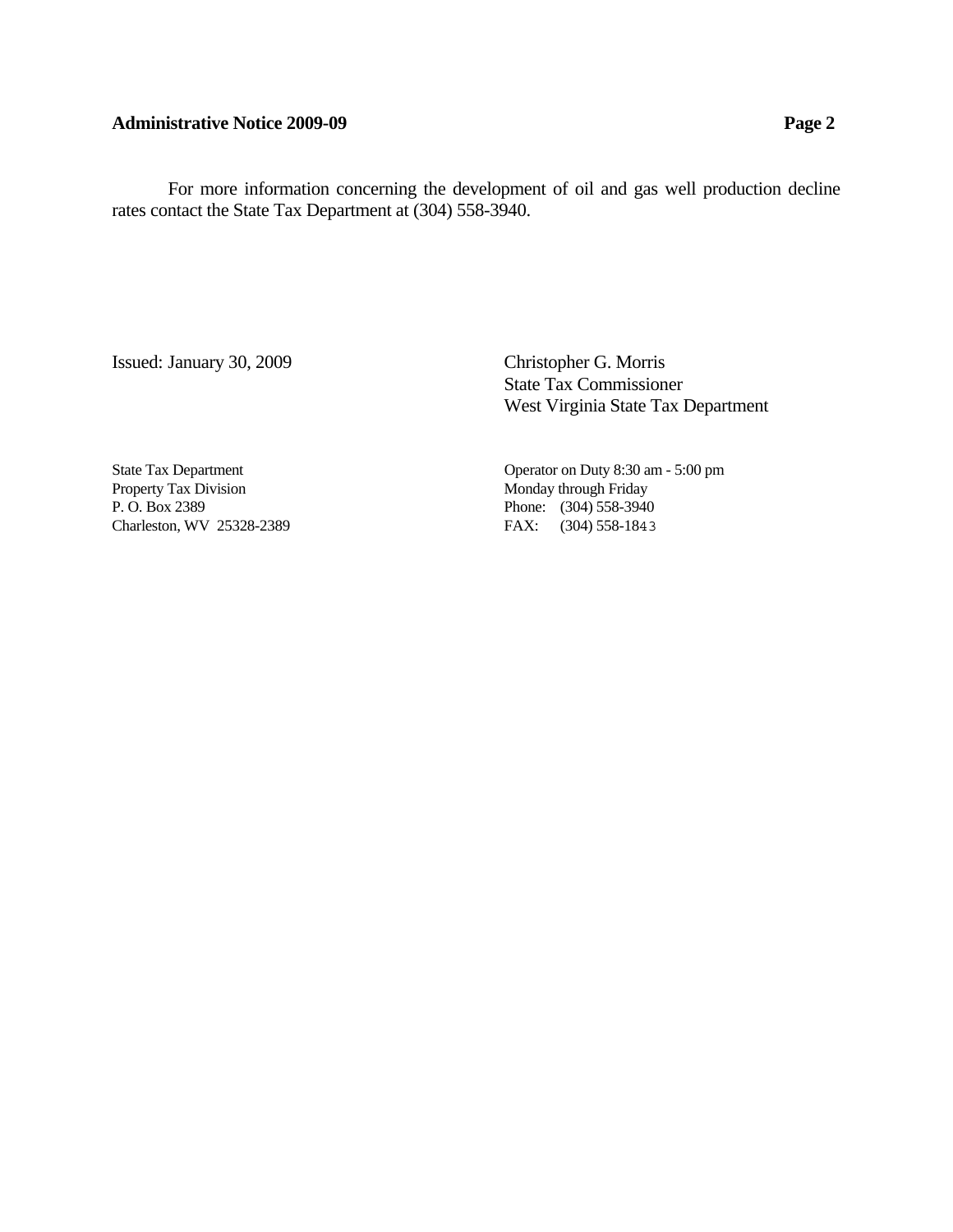For more information concerning the development of oil and gas well production decline rates contact the State Tax Department at (304) 558-3940.

Issued: January 30, 2009

Christopher G. Morris
State Tax Commissioner
West Virginia State Tax Department

State Tax Department
Property Tax Division
P. O. Box 2389
Charleston, WV 25328-2389

Operator on Duty 8:30 am - 5:00 pm
Monday through Friday
Phone: (304) 558-3940
FAX: (304) 558-1843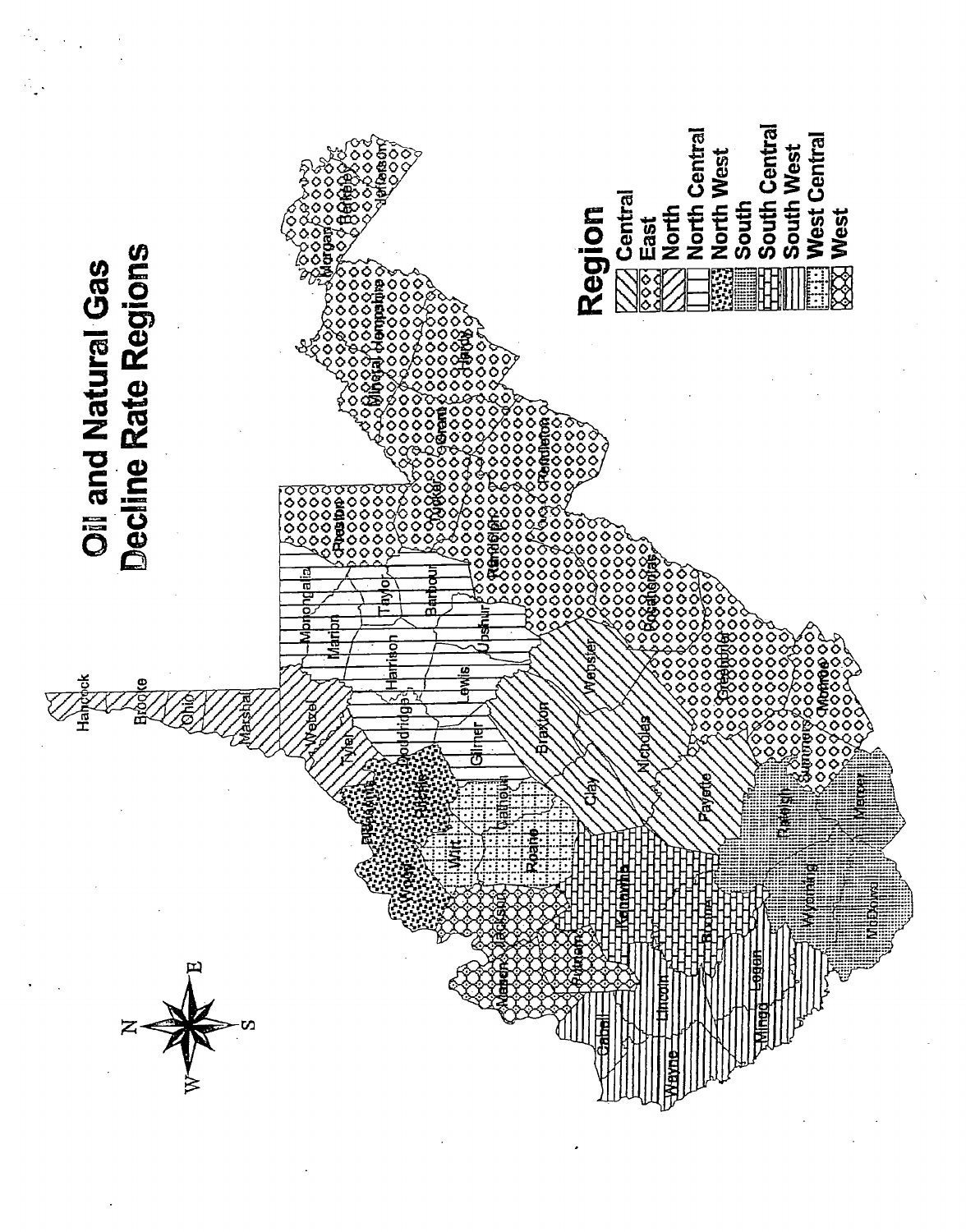# Oil and Natural Gas Decline Rate Regions

Hancock
Brooke
Ohio
Marshall
Wetzel
Tyler
Pleasants
Doddridge
Ritchie
Wood
Wirt
Calhoun
Gilmer
Roane
Jackson
Mason
Putnam
Cabell
Wayne
Lincoln
Kanawha
Boone
Logan
Mingo
Clay
Braxton
Lewis
Harrison
Marion
Monongalia
Taylor
Barbour
Upshur
Webster
Nicholas
Fayette
Raleigh
Wyoming
McDowell
Mercer
Summers
Monroe
Greenbrier
Pocahontas
Randolph
Tucker
Preston
Grant
Pendleton
Hardy
Mineral
Hampshire
Morgan
Berkeley
Jefferson

N
E
S
W

**Region**

- Central
- East
- North
- North Central
- North West
- South
- South Central
- South West
- West Central
- West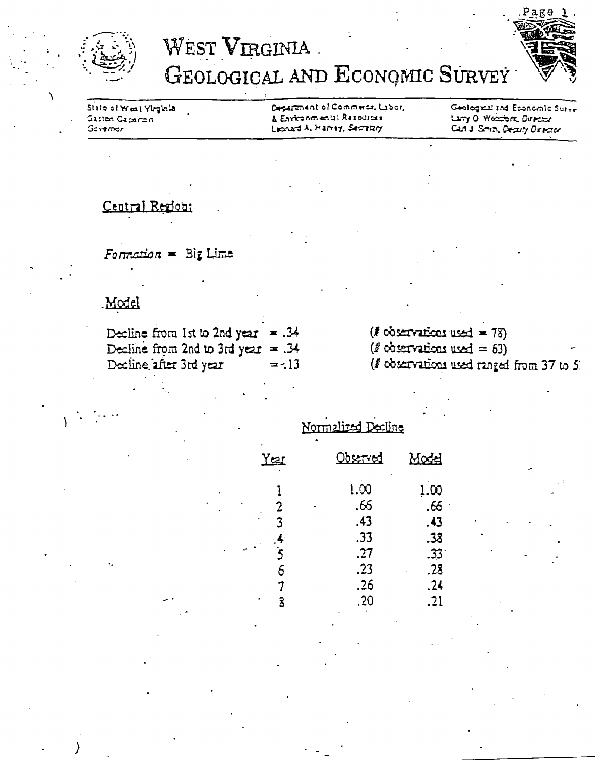# WEST VIRGINIA GEOLOGICAL AND ECONOMIC SURVEY

State of West Virginia
Gaston Caperton
Governor

Department of Commerce, Labor, & Environmental Resources
Leonard A. Harvey, Secretary

Geological and Economic Survey
Larry D. Woodfork, Director
Carl J. Smith, Deputy Director

Central Region:

*Formation* = Big Lime

Model

Decline from 1st to 2nd year = .34 (# observations used = 78)
Decline from 2nd to 3rd year = .34 (# observations used = 63)
Decline after 3rd year = .13 (# observations used ranged from 37 to 5

Normalized Decline

| Year | Observed | Model |
|---|---|---|
| 1 | 1.00 | 1.00 |
| 2 | .66 | .66 |
| 3 | .43 | .43 |
| 4 | .33 | .38 |
| 5 | .27 | .33 |
| 6 | .23 | .28 |
| 7 | .26 | .24 |
| 8 | .20 | .21 |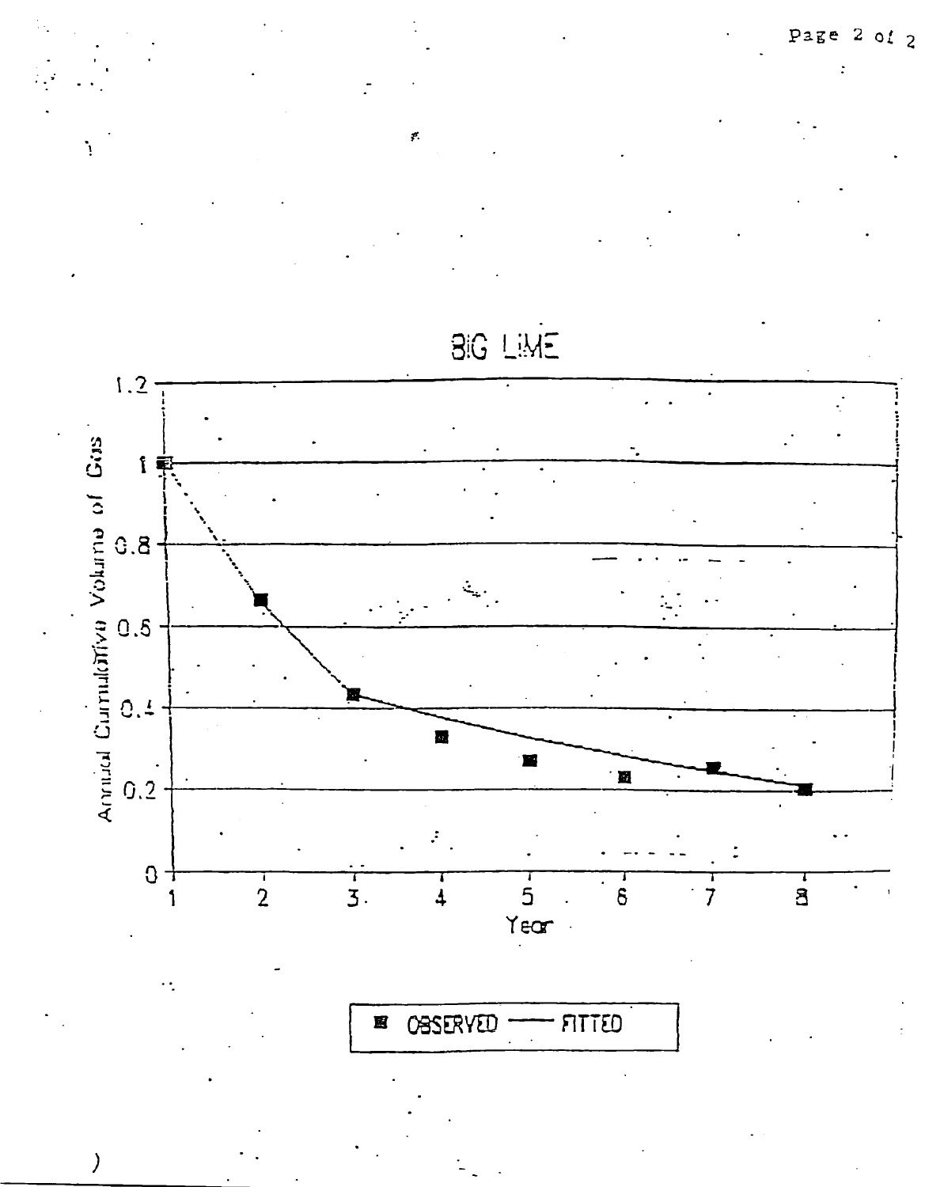# BIG LIME

| Year | Annual Cumulative Volume of Gas (Observed) |
|---|---|
| 1 | 1 |
| 2 | 0.66 |
| 3 | 0.43 |
| 4 | 0.33 |
| 5 | 0.27 |
| 6 | 0.23 |
| 7 | 0.25 |
| 8 | 0.2 |

■ OBSERVED —— FITTED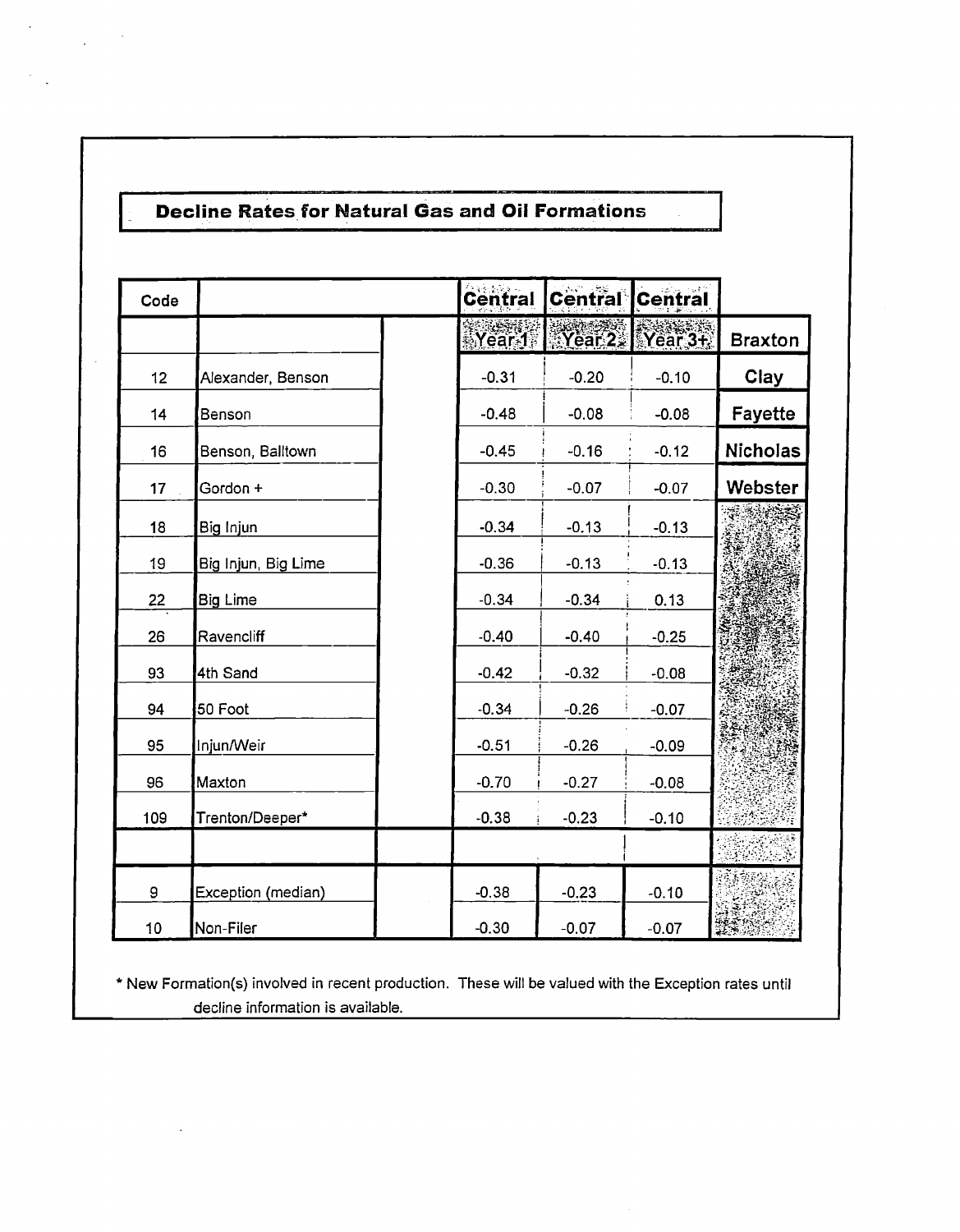## Decline Rates for Natural Gas and Oil Formations

| Code | | | Central | Central | Central | |
|---|---|---|---|---|---|---|
| | | | Year 1 | Year 2 | Year 3+ | Braxton |
| 12 | Alexander, Benson | | -0.31 | -0.20 | -0.10 | Clay |
| 14 | Benson | | -0.48 | -0.08 | -0.08 | Fayette |
| 16 | Benson, Balltown | | -0.45 | -0.16 | -0.12 | Nicholas |
| 17 | Gordon + | | -0.30 | -0.07 | -0.07 | Webster |
| 18 | Big Injun | | -0.34 | -0.13 | -0.13 | |
| 19 | Big Injun, Big Lime | | -0.36 | -0.13 | -0.13 | |
| 22 | Big Lime | | -0.34 | -0.34 | 0.13 | |
| 26 | Ravencliff | | -0.40 | -0.40 | -0.25 | |
| 93 | 4th Sand | | -0.42 | -0.32 | -0.08 | |
| 94 | 50 Foot | | -0.34 | -0.26 | -0.07 | |
| 95 | Injun/Weir | | -0.51 | -0.26 | -0.09 | |
| 96 | Maxton | | -0.70 | -0.27 | -0.08 | |
| 109 | Trenton/Deeper* | | -0.38 | -0.23 | -0.10 | |
| | | | | | | |
| 9 | Exception (median) | | -0.38 | -0.23 | -0.10 | |
| 10 | Non-Filer | | -0.30 | -0.07 | -0.07 | |

* New Formation(s) involved in recent production. These will be valued with the Exception rates until decline information is available.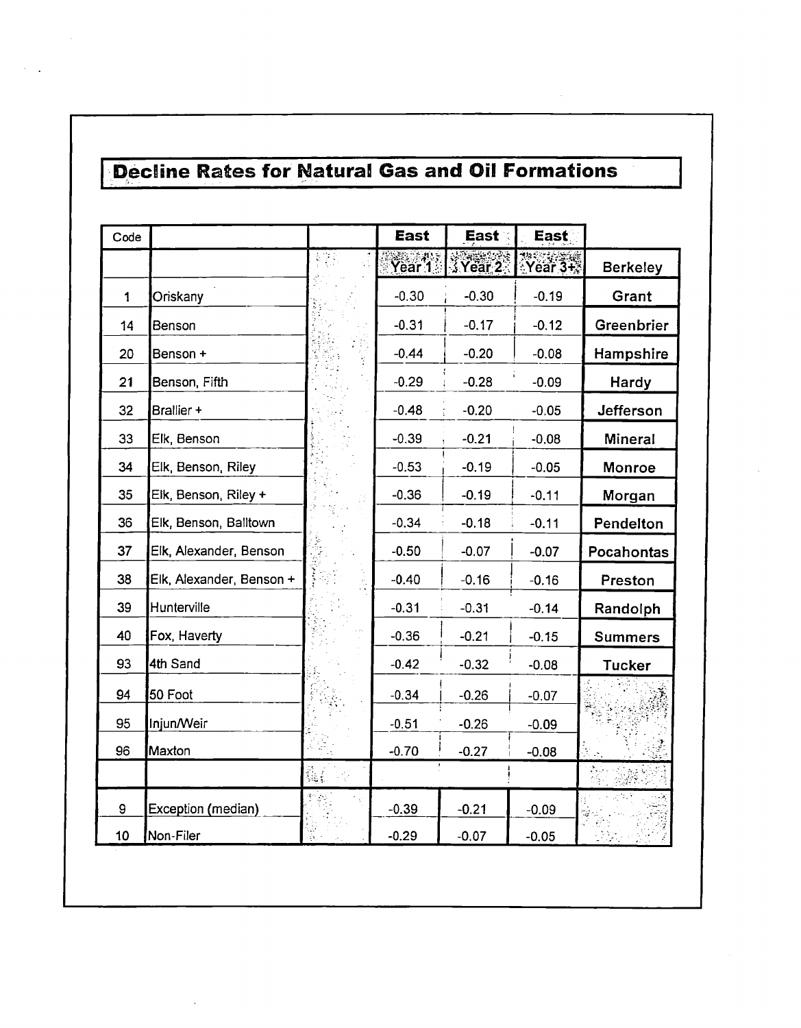## Decline Rates for Natural Gas and Oil Formations

| Code | | | East | East | East | |
|---|---|---|---|---|---|---|
| | | | Year 1 | Year 2 | Year 3+ | Berkeley |
| 1 | Oriskany | | -0.30 | -0.30 | -0.19 | Grant |
| 14 | Benson | | -0.31 | -0.17 | -0.12 | Greenbrier |
| 20 | Benson + | | -0.44 | -0.20 | -0.08 | Hampshire |
| 21 | Benson, Fifth | | -0.29 | -0.28 | -0.09 | Hardy |
| 32 | Brallier + | | -0.48 | -0.20 | -0.05 | Jefferson |
| 33 | Elk, Benson | | -0.39 | -0.21 | -0.08 | Mineral |
| 34 | Elk, Benson, Riley | | -0.53 | -0.19 | -0.05 | Monroe |
| 35 | Elk, Benson, Riley + | | -0.36 | -0.19 | -0.11 | Morgan |
| 36 | Elk, Benson, Balltown | | -0.34 | -0.18 | -0.11 | Pendelton |
| 37 | Elk, Alexander, Benson | | -0.50 | -0.07 | -0.07 | Pocahontas |
| 38 | Elk, Alexander, Benson + | | -0.40 | -0.16 | -0.16 | Preston |
| 39 | Hunterville | | -0.31 | -0.31 | -0.14 | Randolph |
| 40 | Fox, Haverty | | -0.36 | -0.21 | -0.15 | Summers |
| 93 | 4th Sand | | -0.42 | -0.32 | -0.08 | Tucker |
| 94 | 50 Foot | | -0.34 | -0.26 | -0.07 | |
| 95 | Injun/Weir | | -0.51 | -0.26 | -0.09 | |
| 96 | Maxton | | -0.70 | -0.27 | -0.08 | |
| | | | | | | |
| 9 | Exception (median) | | -0.39 | -0.21 | -0.09 | |
| 10 | Non-Filer | | -0.29 | -0.07 | -0.05 | |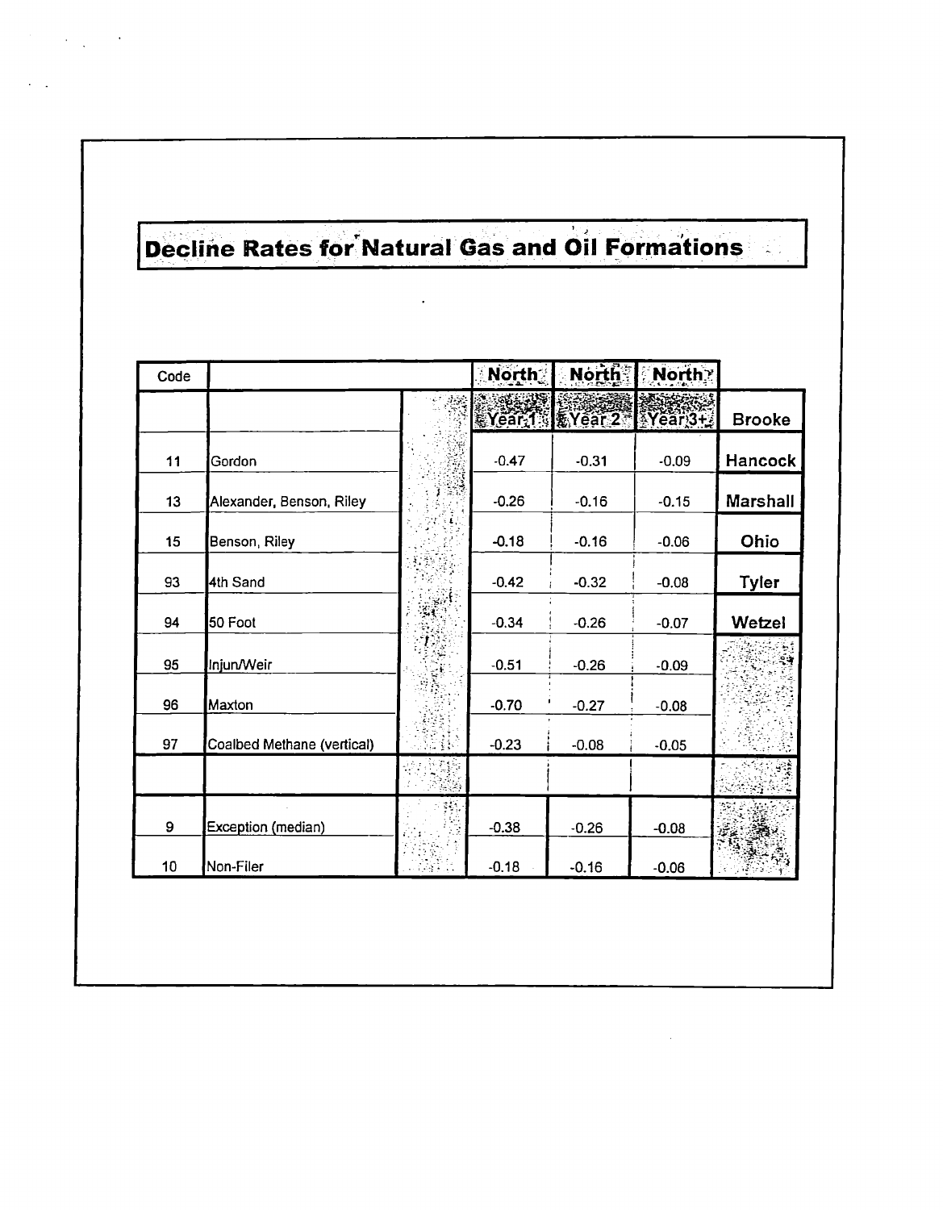# Decline Rates for Natural Gas and Oil Formations

| Code | | | North | North | North | |
|---|---|---|---|---|---|---|
| | | | Year 1 | Year 2 | Year 3+ | Brooke |
| 11 | Gordon | | -0.47 | -0.31 | -0.09 | Hancock |
| 13 | Alexander, Benson, Riley | | -0.26 | -0.16 | -0.15 | Marshall |
| 15 | Benson, Riley | | -0.18 | -0.16 | -0.06 | Ohio |
| 93 | 4th Sand | | -0.42 | -0.32 | -0.08 | Tyler |
| 94 | 50 Foot | | -0.34 | -0.26 | -0.07 | Wetzel |
| 95 | Injun/Weir | | -0.51 | -0.26 | -0.09 | |
| 96 | Maxton | | -0.70 | -0.27 | -0.08 | |
| 97 | Coalbed Methane (vertical) | | -0.23 | -0.08 | -0.05 | |
| | | | | | | |
| 9 | Exception (median) | | -0.38 | -0.26 | -0.08 | |
| 10 | Non-Filer | | -0.18 | -0.16 | -0.06 | |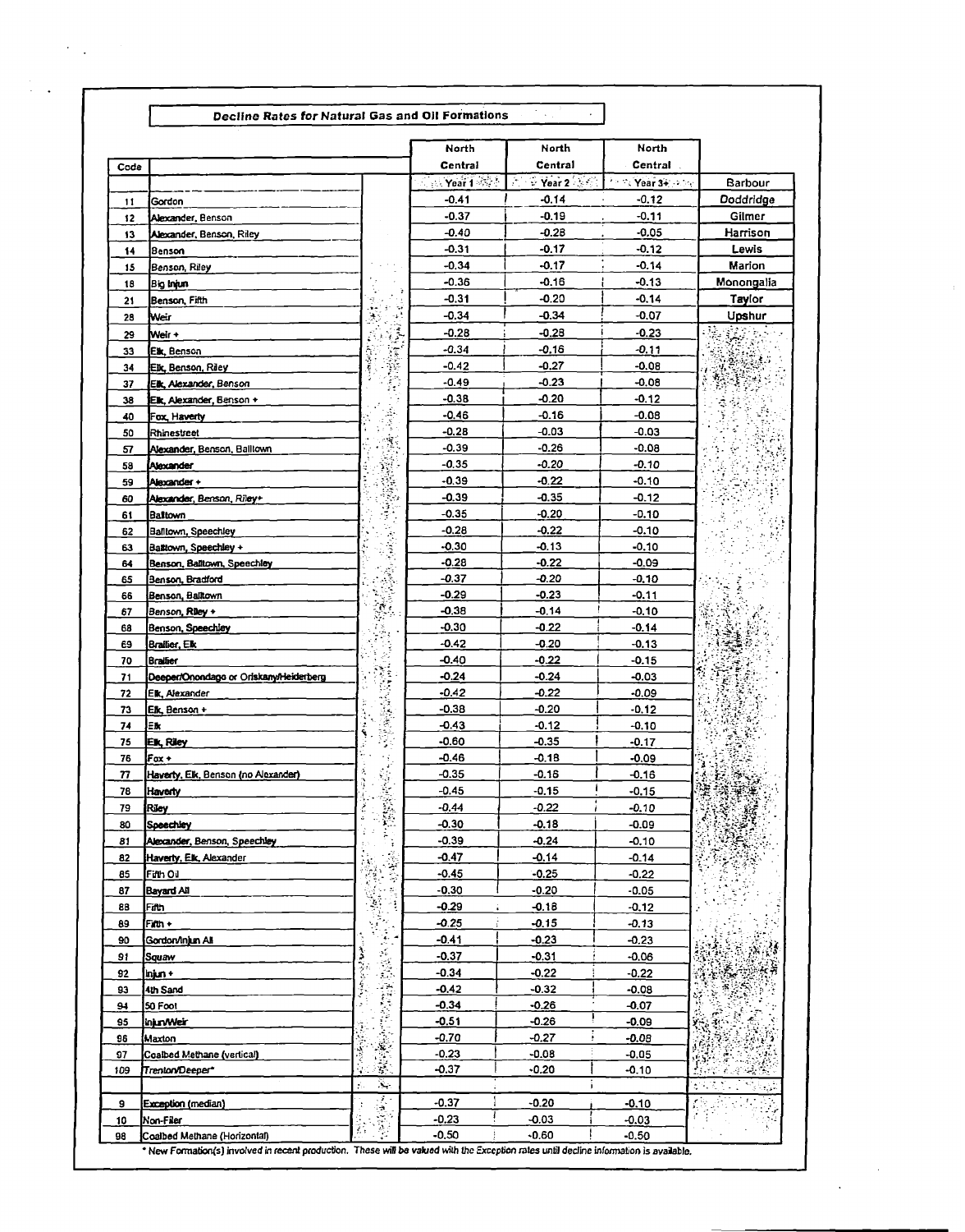## Decline Rates for Natural Gas and Oil Formations

| Code | | North Central Year 1 | North Central Year 2 | North Central Year 3+ | |
|---|---|---|---|---|---|
| | | | | | Barbour |
| 11 | Gordon | -0.41 | -0.14 | -0.12 | Doddridge |
| 12 | Alexander, Benson | -0.37 | -0.19 | -0.11 | Gilmer |
| 13 | Alexander, Benson, Riley | -0.40 | -0.28 | -0.05 | Harrison |
| 14 | Benson | -0.31 | -0.17 | -0.12 | Lewis |
| 15 | Benson, Riley | -0.34 | -0.17 | -0.14 | Marion |
| 18 | Big Injun | -0.36 | -0.16 | -0.13 | Monongalia |
| 21 | Benson, Fifth | -0.31 | -0.20 | -0.14 | Taylor |
| 28 | Weir | -0.34 | -0.34 | -0.07 | Upshur |
| 29 | Weir + | -0.28 | -0.28 | -0.23 | |
| 33 | Elk, Benson | -0.34 | -0.16 | -0.11 | |
| 34 | Elk, Benson, Riley | -0.42 | -0.27 | -0.08 | |
| 37 | Elk, Alexander, Benson | -0.49 | -0.23 | -0.08 | |
| 38 | Elk, Alexander, Benson + | -0.38 | -0.20 | -0.12 | |
| 40 | Fox, Haverty | -0.46 | -0.16 | -0.08 | |
| 50 | Rhinestreet | -0.28 | -0.03 | -0.03 | |
| 57 | Alexander, Benson, Balltown | -0.39 | -0.26 | -0.08 | |
| 58 | Alexander | -0.35 | -0.20 | -0.10 | |
| 59 | Alexander + | -0.39 | -0.22 | -0.10 | |
| 60 | Alexander, Benson, Riley+ | -0.39 | -0.35 | -0.12 | |
| 61 | Balltown | -0.35 | -0.20 | -0.10 | |
| 62 | Balltown, Speechley | -0.28 | -0.22 | -0.10 | |
| 63 | Balltown, Speechley + | -0.30 | -0.13 | -0.10 | |
| 64 | Benson, Balltown, Speechley | -0.28 | -0.22 | -0.09 | |
| 65 | Benson, Bradford | -0.37 | -0.20 | -0.10 | |
| 66 | Benson, Balltown | -0.29 | -0.23 | -0.11 | |
| 67 | Benson, Riley + | -0.38 | -0.14 | -0.10 | |
| 68 | Benson, Speechley | -0.30 | -0.22 | -0.14 | |
| 69 | Brallier, Elk | -0.42 | -0.20 | -0.13 | |
| 70 | Brallier | -0.40 | -0.22 | -0.15 | |
| 71 | Deeper/Onondago or Oriskany/Helderberg | -0.24 | -0.24 | -0.03 | |
| 72 | Elk, Alexander | -0.42 | -0.22 | -0.09 | |
| 73 | Elk, Benson + | -0.38 | -0.20 | -0.12 | |
| 74 | Elk | -0.43 | -0.12 | -0.10 | |
| 75 | Elk, Riley | -0.60 | -0.35 | -0.17 | |
| 76 | Fox + | -0.46 | -0.18 | -0.09 | |
| 77 | Haverty, Elk, Benson (no Alexander) | -0.35 | -0.16 | -0.16 | |
| 78 | Haverty | -0.45 | -0.15 | -0.15 | |
| 79 | Riley | -0.44 | -0.22 | -0.10 | |
| 80 | Speechley | -0.30 | -0.18 | -0.09 | |
| 81 | Alexander, Benson, Speechley | -0.39 | -0.24 | -0.10 | |
| 82 | Haverty, Elk, Alexander | -0.47 | -0.14 | -0.14 | |
| 85 | Fifth Oil | -0.45 | -0.25 | -0.22 | |
| 87 | Bayard All | -0.30 | -0.20 | -0.05 | |
| 88 | Fifth | -0.29 | -0.18 | -0.12 | |
| 89 | Fifth + | -0.25 | -0.15 | -0.13 | |
| 90 | Gordon/Injun All | -0.41 | -0.23 | -0.23 | |
| 91 | Squaw | -0.37 | -0.31 | -0.06 | |
| 92 | Injun + | -0.34 | -0.22 | -0.22 | |
| 93 | 4th Sand | -0.42 | -0.32 | -0.08 | |
| 94 | 50 Foot | -0.34 | -0.26 | -0.07 | |
| 95 | Injun/Weir | -0.51 | -0.26 | -0.09 | |
| 96 | Maxton | -0.70 | -0.27 | -0.08 | |
| 97 | Coalbed Methane (vertical) | -0.23 | -0.08 | -0.05 | |
| 109 | Trenton/Deeper* | -0.37 | -0.20 | -0.10 | |
| | | | | | |
| 9 | Exception (median) | -0.37 | -0.20 | -0.10 | |
| 10 | Non-Filer | -0.23 | -0.03 | -0.03 | |
| 98 | Coalbed Methane (Horizontal) | -0.50 | -0.60 | -0.50 | |

* New Formation(s) involved in recent production. These will be valued with the Exception rates until decline information is available.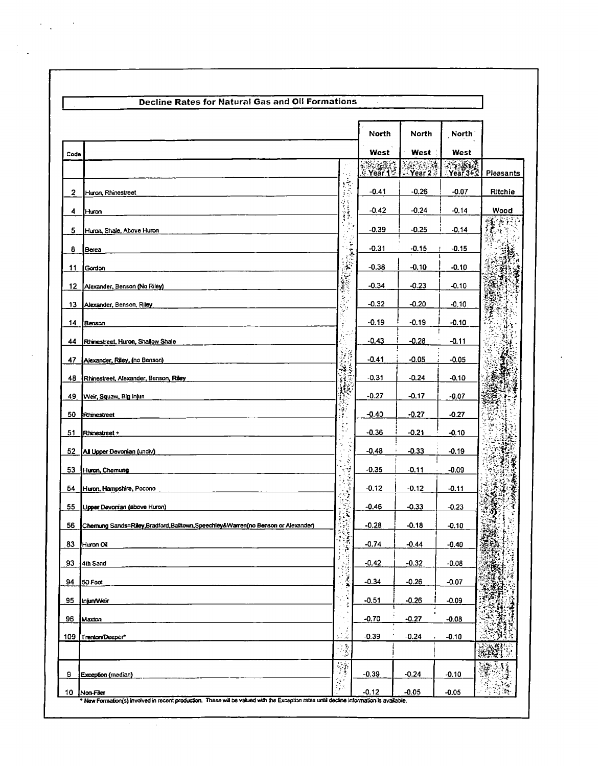## Decline Rates for Natural Gas and Oil Formations

| Code | | North West Year 1 | North West Year 2 | North West Year 3+ | |
|---|---|---|---|---|---|
| | | | | | Pleasants |
| 2 | Huron, Rhinestreet | -0.41 | -0.26 | -0.07 | Ritchie |
| 4 | Huron | -0.42 | -0.24 | -0.14 | Wood |
| 5 | Huron, Shale, Above Huron | -0.39 | -0.25 | -0.14 | |
| 8 | Berea | -0.31 | -0.15 | -0.15 | |
| 11 | Gordon | -0.38 | -0.10 | -0.10 | |
| 12 | Alexander, Benson (No Riley) | -0.34 | -0.23 | -0.10 | |
| 13 | Alexander, Benson, Riley | -0.32 | -0.20 | -0.10 | |
| 14 | Benson | -0.19 | -0.19 | -0.10 | |
| 44 | Rhinestreet, Huron, Shallow Shale | -0.43 | -0.28 | -0.11 | |
| 47 | Alexander, Riley, (no Benson) | -0.41 | -0.05 | -0.05 | |
| 48 | Rhinestreet, Alexander, Benson, Riley | -0.31 | -0.24 | -0.10 | |
| 49 | Weir, Squaw, Big Injun | -0.27 | -0.17 | -0.07 | |
| 50 | Rhinestreet | -0.40 | -0.27 | -0.27 | |
| 51 | Rhinestreet + | -0.36 | -0.21 | -0.10 | |
| 52 | All Upper Devonian (undiv) | -0.48 | -0.33 | -0.19 | |
| 53 | Huron, Chemung | -0.35 | -0.11 | -0.09 | |
| 54 | Huron, Hampshire, Pocono | -0.12 | -0.12 | -0.11 | |
| 55 | Upper Devonian (above Huron) | -0.46 | -0.33 | -0.23 | |
| 56 | Chemung Sands=Riley,Bradford,Balltown,Speechley&Warren(no Benson or Alexander) | -0.28 | -0.18 | -0.10 | |
| 83 | Huron Oil | -0.74 | -0.44 | -0.40 | |
| 93 | 4th Sand | -0.42 | -0.32 | -0.08 | |
| 94 | 50 Foot | -0.34 | -0.26 | -0.07 | |
| 95 | Injun/Weir | -0.51 | -0.26 | -0.09 | |
| 96 | Maxton | -0.70 | -0.27 | -0.08 | |
| 109 | Trenton/Deeper* | -0.39 | -0.24 | -0.10 | |
| | | | | | |
| 9 | Exception (median) | -0.39 | -0.24 | -0.10 | |
| 10 | Non-Filer | -0.12 | -0.05 | -0.05 | |

\* New Formation(s) involved in recent production. These will be valued with the Exception rates until decline information is available.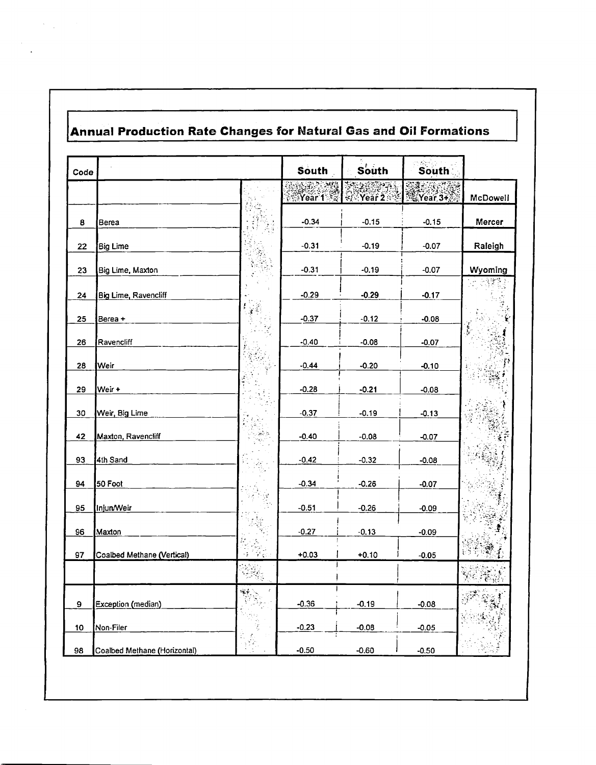## Annual Production Rate Changes for Natural Gas and Oil Formations

| Code | | | South | South | South | |
|---|---|---|---|---|---|---|
| | | | Year 1 | Year 2 | Year 3+ | McDowell |
| 8 | Berea | | -0.34 | -0.15 | -0.15 | Mercer |
| 22 | Big Lime | | -0.31 | -0.19 | -0.07 | Raleigh |
| 23 | Big Lime, Maxton | | -0.31 | -0.19 | -0.07 | Wyoming |
| 24 | Big Lime, Ravencliff | | -0.29 | -0.29 | -0.17 | |
| 25 | Berea + | | -0.37 | -0.12 | -0.08 | |
| 26 | Ravencliff | | -0.40 | -0.08 | -0.07 | |
| 28 | Weir | | -0.44 | -0.20 | -0.10 | |
| 29 | Weir + | | -0.28 | -0.21 | -0.08 | |
| 30 | Weir, Big Lime | | -0.37 | -0.19 | -0.13 | |
| 42 | Maxton, Ravencliff | | -0.40 | -0.08 | -0.07 | |
| 93 | 4th Sand | | -0.42 | -0.32 | -0.08 | |
| 94 | 50 Foot | | -0.34 | -0.26 | -0.07 | |
| 95 | Injun/Weir | | -0.51 | -0.26 | -0.09 | |
| 96 | Maxton | | -0.27 | -0.13 | -0.09 | |
| 97 | Coalbed Methane (Vertical) | | +0.03 | +0.10 | -0.05 | |
| | | | | | | |
| 9 | Exception (median) | | -0.36 | -0.19 | -0.08 | |
| 10 | Non-Filer | | -0.23 | -0.08 | -0.05 | |
| 98 | Coalbed Methane (Horizontal) | | -0.50 | -0.60 | -0.50 | |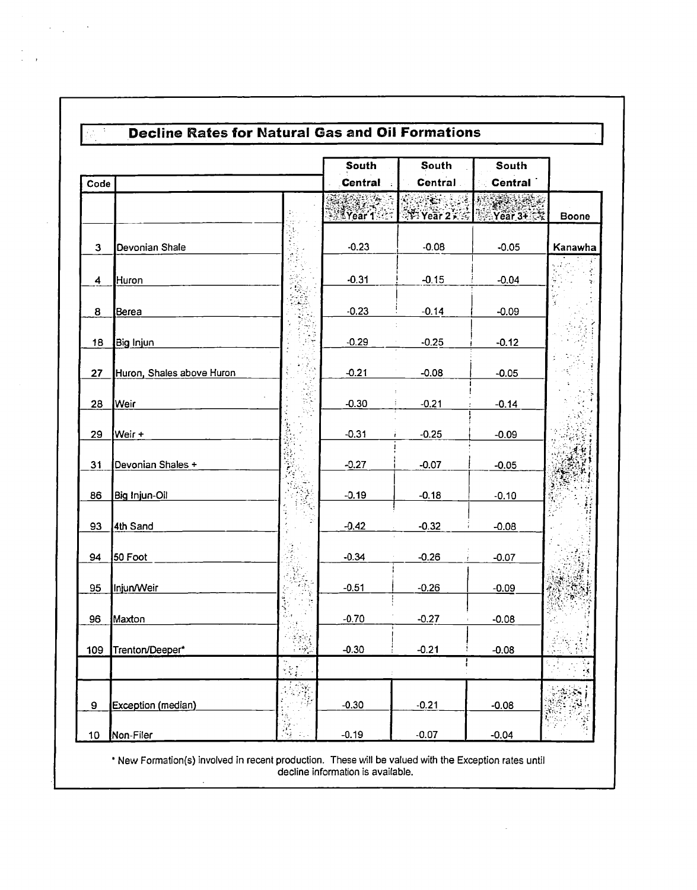## Decline Rates for Natural Gas and Oil Formations

| Code | | South Central Year 1 | South Central Year 2 | South Central Year 3+ | Boone Kanawha |
|---|---|---|---|---|---|
| 3 | Devonian Shale | -0.23 | -0.08 | -0.05 | |
| 4 | Huron | -0.31 | -0.15 | -0.04 | |
| 8 | Berea | -0.23 | -0.14 | -0.09 | |
| 18 | Big Injun | -0.29 | -0.25 | -0.12 | |
| 27 | Huron, Shales above Huron | -0.21 | -0.08 | -0.05 | |
| 28 | Weir | -0.30 | -0.21 | -0.14 | |
| 29 | Weir + | -0.31 | -0.25 | -0.09 | |
| 31 | Devonian Shales + | -0.27 | -0.07 | -0.05 | |
| 86 | Big Injun-Oil | -0.19 | -0.18 | -0.10 | |
| 93 | 4th Sand | -0.42 | -0.32 | -0.08 | |
| 94 | 50 Foot | -0.34 | -0.26 | -0.07 | |
| 95 | Injun/Weir | -0.51 | -0.26 | -0.09 | |
| 96 | Maxton | -0.70 | -0.27 | -0.08 | |
| 109 | Trenton/Deeper* | -0.30 | -0.21 | -0.08 | |
| | | | | | |
| 9 | Exception (median) | -0.30 | -0.21 | -0.08 | |
| 10 | Non-Filer | -0.19 | -0.07 | -0.04 | |

* New Formation(s) involved in recent production. These will be valued with the Exception rates until decline information is available.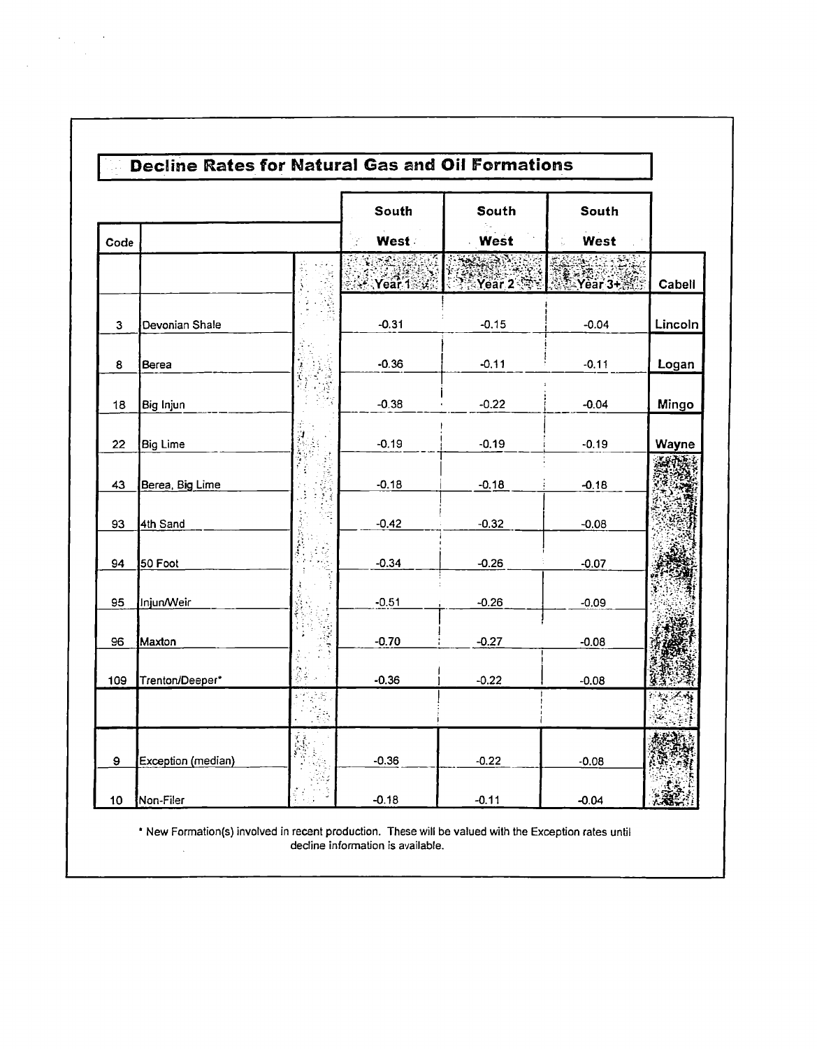## Decline Rates for Natural Gas and Oil Formations

| Code | | | South West | South West | South West | |
|---|---|---|---|---|---|---|
| | | | Year 1 | Year 2 | Year 3+ | Cabell |
| 3 | Devonian Shale | | -0.31 | -0.15 | -0.04 | Lincoln |
| 8 | Berea | | -0.36 | -0.11 | -0.11 | Logan |
| 18 | Big Injun | | -0.38 | -0.22 | -0.04 | Mingo |
| 22 | Big Lime | | -0.19 | -0.19 | -0.19 | Wayne |
| 43 | Berea, Big Lime | | -0.18 | -0.18 | -0.18 | |
| 93 | 4th Sand | | -0.42 | -0.32 | -0.08 | |
| 94 | 50 Foot | | -0.34 | -0.26 | -0.07 | |
| 95 | Injun/Weir | | -0.51 | -0.26 | -0.09 | |
| 96 | Maxton | | -0.70 | -0.27 | -0.08 | |
| 109 | Trenton/Deeper* | | -0.36 | -0.22 | -0.08 | |
| | | | | | | |
| 9 | Exception (median) | | -0.36 | -0.22 | -0.08 | |
| 10 | Non-Filer | | -0.18 | -0.11 | -0.04 | |

* New Formation(s) involved in recent production. These will be valued with the Exception rates until decline information is available.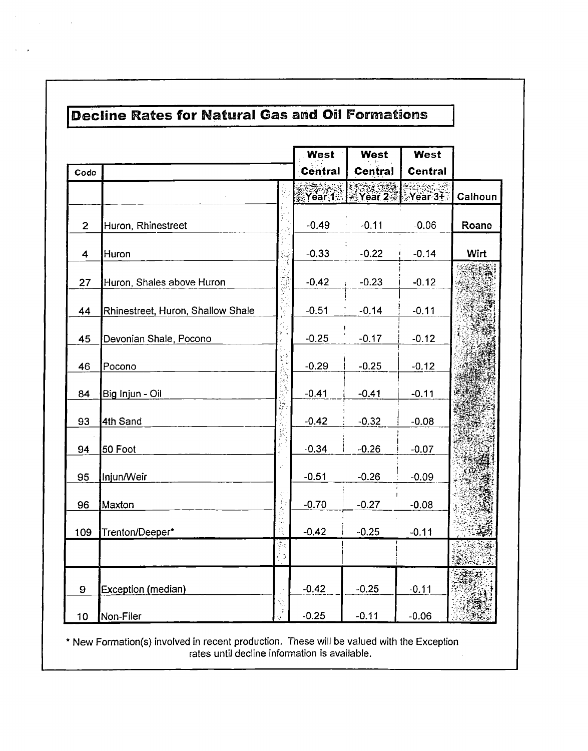## Decline Rates for Natural Gas and Oil Formations

| Code | | West Central Year 1 | West Central Year 2 | West Central Year 3+ | Calhoun |
|---|---|---|---|---|---|
| 2 | Huron, Rhinestreet | -0.49 | -0.11 | -0.06 | Roane |
| 4 | Huron | -0.33 | -0.22 | -0.14 | Wirt |
| 27 | Huron, Shales above Huron | -0.42 | -0.23 | -0.12 | |
| 44 | Rhinestreet, Huron, Shallow Shale | -0.51 | -0.14 | -0.11 | |
| 45 | Devonian Shale, Pocono | -0.25 | -0.17 | -0.12 | |
| 46 | Pocono | -0.29 | -0.25 | -0.12 | |
| 84 | Big Injun - Oil | -0.41 | -0.41 | -0.11 | |
| 93 | 4th Sand | -0.42 | -0.32 | -0.08 | |
| 94 | 50 Foot | -0.34 | -0.26 | -0.07 | |
| 95 | Injun/Weir | -0.51 | -0.26 | -0.09 | |
| 96 | Maxton | -0.70 | -0.27 | -0.08 | |
| 109 | Trenton/Deeper* | -0.42 | -0.25 | -0.11 | |
| | | | | | |
| 9 | Exception (median) | -0.42 | -0.25 | -0.11 | |
| 10 | Non-Filer | -0.25 | -0.11 | -0.06 | |

* New Formation(s) involved in recent production. These will be valued with the Exception rates until decline information is available.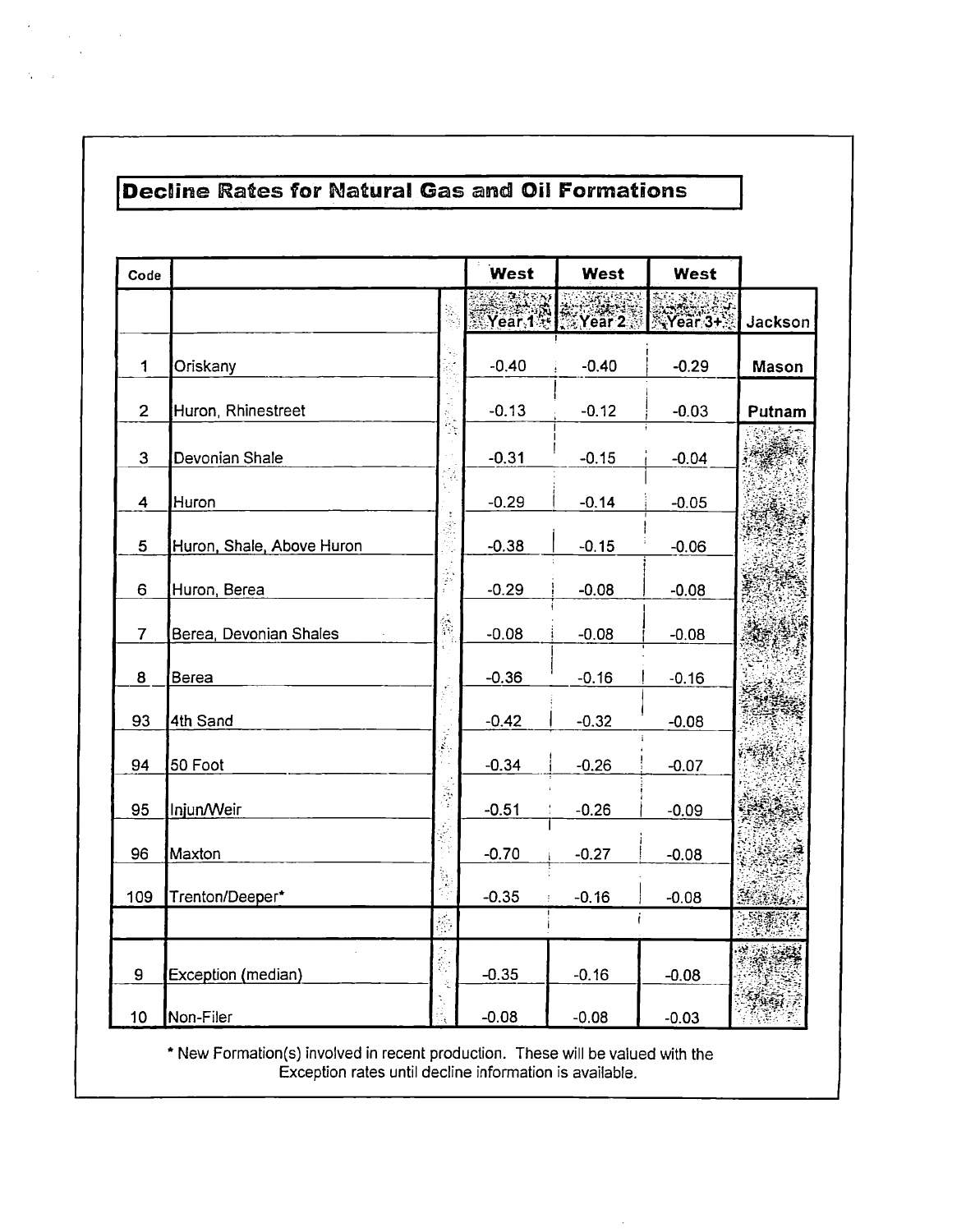## Decline Rates for Natural Gas and Oil Formations

| Code | | West | West | West | |
|---|---|---|---|---|---|
| | | Year 1 | Year 2 | Year 3+ | Jackson |
| 1 | Oriskany | -0.40 | -0.40 | -0.29 | Mason |
| 2 | Huron, Rhinestreet | -0.13 | -0.12 | -0.03 | Putnam |
| 3 | Devonian Shale | -0.31 | -0.15 | -0.04 | |
| 4 | Huron | -0.29 | -0.14 | -0.05 | |
| 5 | Huron, Shale, Above Huron | -0.38 | -0.15 | -0.06 | |
| 6 | Huron, Berea | -0.29 | -0.08 | -0.08 | |
| 7 | Berea, Devonian Shales | -0.08 | -0.08 | -0.08 | |
| 8 | Berea | -0.36 | -0.16 | -0.16 | |
| 93 | 4th Sand | -0.42 | -0.32 | -0.08 | |
| 94 | 50 Foot | -0.34 | -0.26 | -0.07 | |
| 95 | Injun/Weir | -0.51 | -0.26 | -0.09 | |
| 96 | Maxton | -0.70 | -0.27 | -0.08 | |
| 109 | Trenton/Deeper* | -0.35 | -0.16 | -0.08 | |
| | | | | | |
| 9 | Exception (median) | -0.35 | -0.16 | -0.08 | |
| 10 | Non-Filer | -0.08 | -0.08 | -0.03 | |

\* New Formation(s) involved in recent production. These will be valued with the Exception rates until decline information is available.